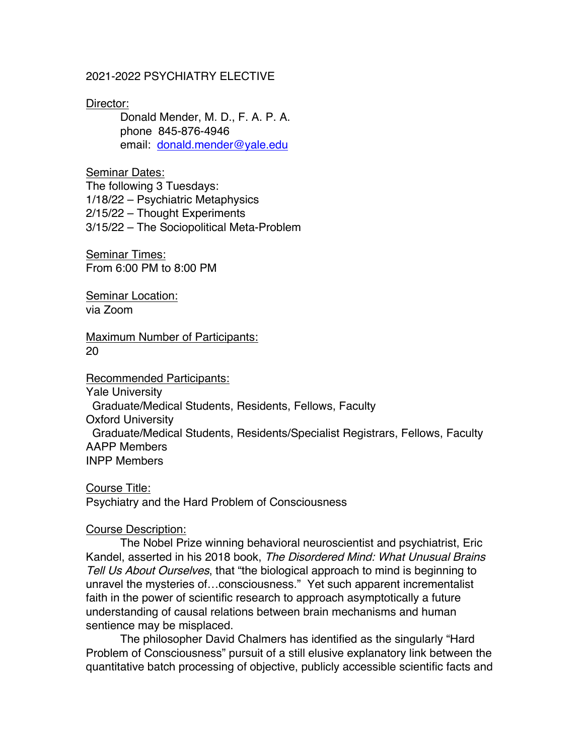# 2021-2022 PSYCHIATRY ELECTIVE

Director:

Donald Mender, M. D., F. A. P. A.
phone 845-876-4946
email: [donald.mender@yale.edu](mailto:donald.mender@yale.edu)

Seminar Dates:

The following 3 Tuesdays:
1/18/22 – Psychiatric Metaphysics
2/15/22 – Thought Experiments
3/15/22 – The Sociopolitical Meta-Problem

Seminar Times:

From 6:00 PM to 8:00 PM

Seminar Location:

via Zoom

Maximum Number of Participants:

20

Recommended Participants:

Yale University
  Graduate/Medical Students, Residents, Fellows, Faculty
Oxford University
  Graduate/Medical Students, Residents/Specialist Registrars, Fellows, Faculty
AAPP Members
INPP Members

Course Title:

Psychiatry and the Hard Problem of Consciousness

Course Description:

The Nobel Prize winning behavioral neuroscientist and psychiatrist, Eric Kandel, asserted in his 2018 book, *The Disordered Mind: What Unusual Brains Tell Us About Ourselves*, that "the biological approach to mind is beginning to unravel the mysteries of…consciousness." Yet such apparent incrementalist faith in the power of scientific research to approach asymptotically a future understanding of causal relations between brain mechanisms and human sentience may be misplaced.

The philosopher David Chalmers has identified as the singularly "Hard Problem of Consciousness" pursuit of a still elusive explanatory link between the quantitative batch processing of objective, publicly accessible scientific facts and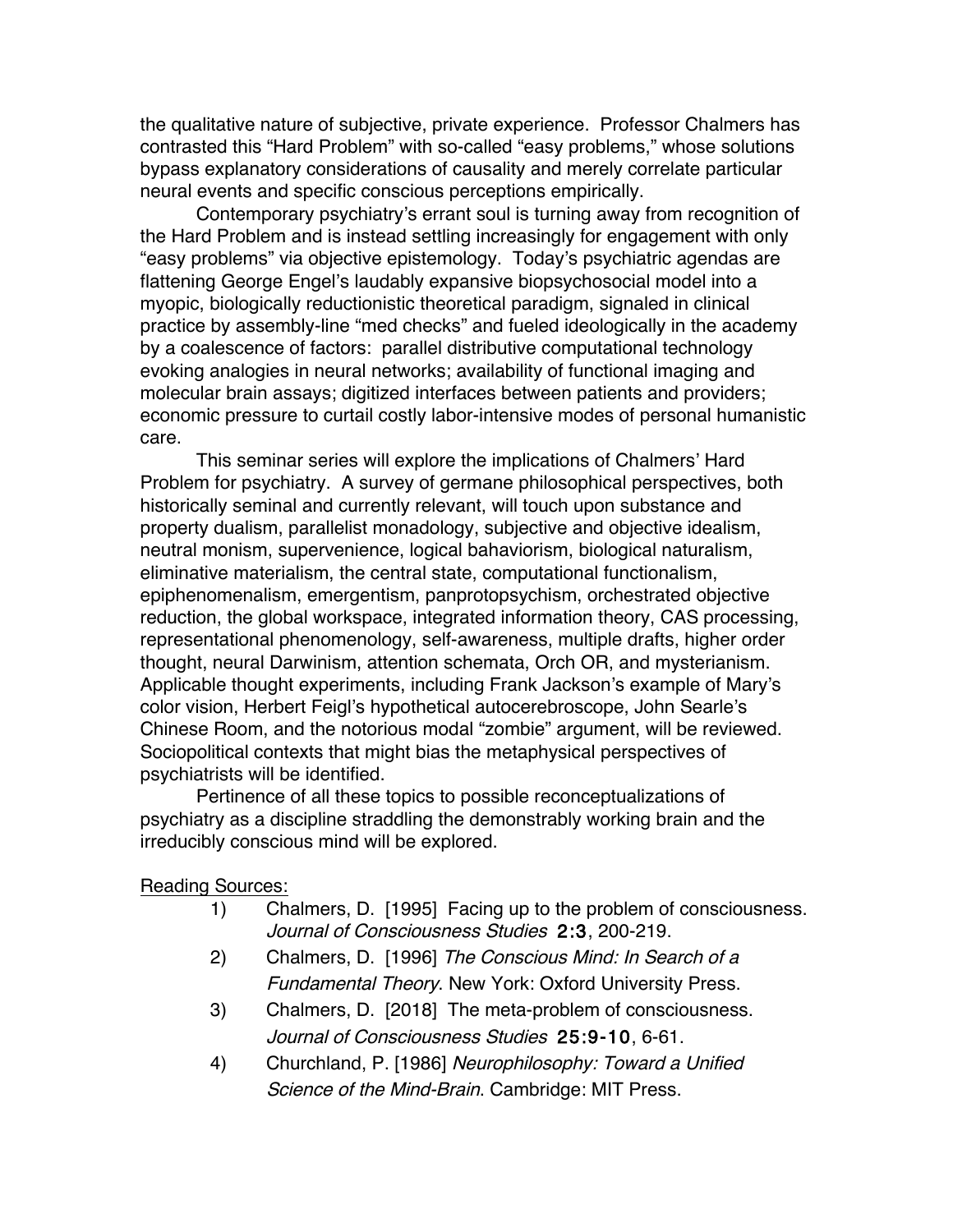the qualitative nature of subjective, private experience. Professor Chalmers has contrasted this "Hard Problem" with so-called "easy problems," whose solutions bypass explanatory considerations of causality and merely correlate particular neural events and specific conscious perceptions empirically.

Contemporary psychiatry's errant soul is turning away from recognition of the Hard Problem and is instead settling increasingly for engagement with only "easy problems" via objective epistemology. Today's psychiatric agendas are flattening George Engel's laudably expansive biopsychosocial model into a myopic, biologically reductionistic theoretical paradigm, signaled in clinical practice by assembly-line "med checks" and fueled ideologically in the academy by a coalescence of factors: parallel distributive computational technology evoking analogies in neural networks; availability of functional imaging and molecular brain assays; digitized interfaces between patients and providers; economic pressure to curtail costly labor-intensive modes of personal humanistic care.

This seminar series will explore the implications of Chalmers' Hard Problem for psychiatry. A survey of germane philosophical perspectives, both historically seminal and currently relevant, will touch upon substance and property dualism, parallelist monadology, subjective and objective idealism, neutral monism, supervenience, logical bahaviorism, biological naturalism, eliminative materialism, the central state, computational functionalism, epiphenomenalism, emergentism, panprotopsychism, orchestrated objective reduction, the global workspace, integrated information theory, CAS processing, representational phenomenology, self-awareness, multiple drafts, higher order thought, neural Darwinism, attention schemata, Orch OR, and mysterianism. Applicable thought experiments, including Frank Jackson's example of Mary's color vision, Herbert Feigl's hypothetical autocerebroscope, John Searle's Chinese Room, and the notorious modal "zombie" argument, will be reviewed. Sociopolitical contexts that might bias the metaphysical perspectives of psychiatrists will be identified.

Pertinence of all these topics to possible reconceptualizations of psychiatry as a discipline straddling the demonstrably working brain and the irreducibly conscious mind will be explored.

Reading Sources:

1) Chalmers, D. [1995] Facing up to the problem of consciousness. *Journal of Consciousness Studies* **2:3**, 200-219.
2) Chalmers, D. [1996] *The Conscious Mind: In Search of a Fundamental Theory*. New York: Oxford University Press.
3) Chalmers, D. [2018] The meta-problem of consciousness. *Journal of Consciousness Studies* **25:9-10**, 6-61.
4) Churchland, P. [1986] *Neurophilosophy: Toward a Unified Science of the Mind-Brain*. Cambridge: MIT Press.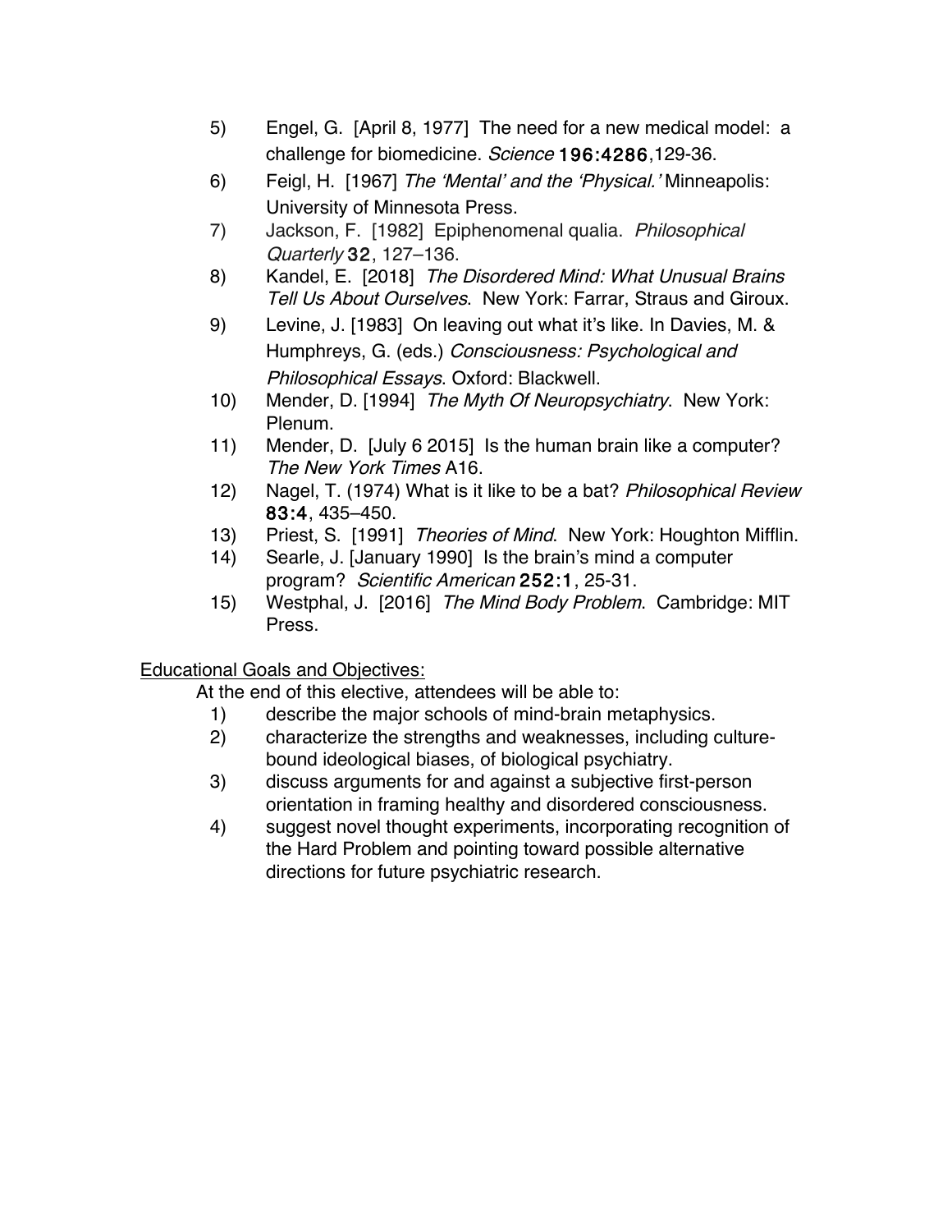5) Engel, G. [April 8, 1977] The need for a new medical model: a challenge for biomedicine. *Science* **196:4286**,129-36.
6) Feigl, H. [1967] *The 'Mental' and the 'Physical.'* Minneapolis: University of Minnesota Press.
7) Jackson, F. [1982] Epiphenomenal qualia. *Philosophical Quarterly* **32**, 127–136.
8) Kandel, E. [2018] *The Disordered Mind: What Unusual Brains Tell Us About Ourselves*. New York: Farrar, Straus and Giroux.
9) Levine, J. [1983] On leaving out what it's like. In Davies, M. & Humphreys, G. (eds.) *Consciousness: Psychological and Philosophical Essays*. Oxford: Blackwell.
10) Mender, D. [1994] *The Myth Of Neuropsychiatry*. New York: Plenum.
11) Mender, D. [July 6 2015] Is the human brain like a computer? *The New York Times* A16.
12) Nagel, T. (1974) What is it like to be a bat? *Philosophical Review* **83:4**, 435–450.
13) Priest, S. [1991] *Theories of Mind*. New York: Houghton Mifflin.
14) Searle, J. [January 1990] Is the brain's mind a computer program? *Scientific American* **252:1**, 25-31.
15) Westphal, J. [2016] *The Mind Body Problem*. Cambridge: MIT Press.

<u>Educational Goals and Objectives:</u>

At the end of this elective, attendees will be able to:

1) describe the major schools of mind-brain metaphysics.
2) characterize the strengths and weaknesses, including culture-bound ideological biases, of biological psychiatry.
3) discuss arguments for and against a subjective first-person orientation in framing healthy and disordered consciousness.
4) suggest novel thought experiments, incorporating recognition of the Hard Problem and pointing toward possible alternative directions for future psychiatric research.